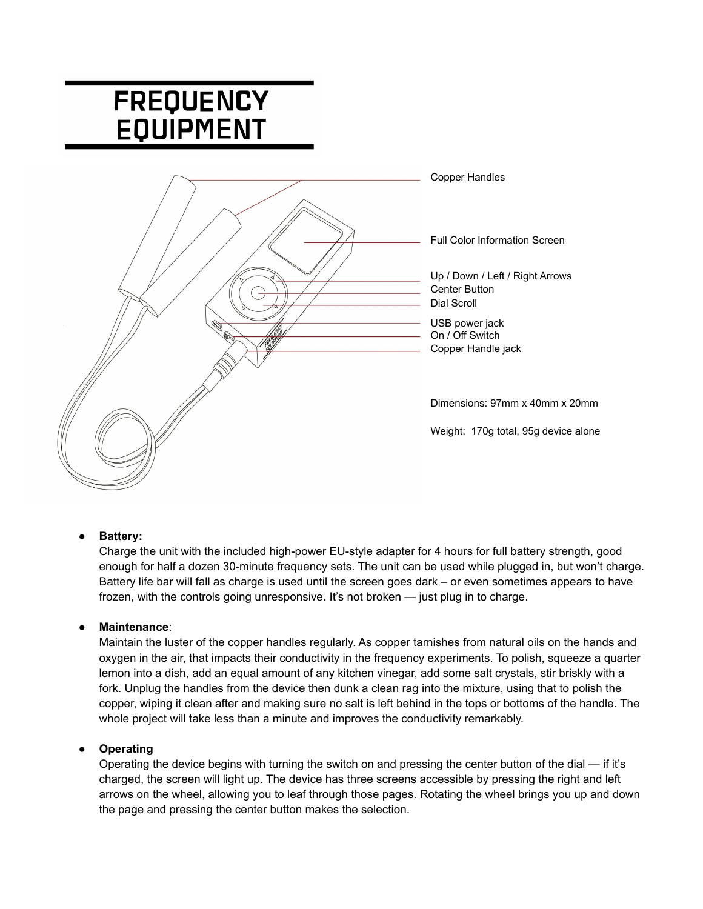# FREQUENCY EQUIPMENT

Copper Handles

Full Color Information Screen

Up / Down / Left / Right Arrows
Center Button
Dial Scroll

USB power jack
On / Off Switch
Copper Handle jack

Dimensions: 97mm x 40mm x 20mm

Weight: 170g total, 95g device alone

- **Battery:**
  Charge the unit with the included high-power EU-style adapter for 4 hours for full battery strength, good enough for half a dozen 30-minute frequency sets. The unit can be used while plugged in, but won't charge. Battery life bar will fall as charge is used until the screen goes dark – or even sometimes appears to have frozen, with the controls going unresponsive. It's not broken — just plug in to charge.

- **Maintenance**:
  Maintain the luster of the copper handles regularly. As copper tarnishes from natural oils on the hands and oxygen in the air, that impacts their conductivity in the frequency experiments. To polish, squeeze a quarter lemon into a dish, add an equal amount of any kitchen vinegar, add some salt crystals, stir briskly with a fork. Unplug the handles from the device then dunk a clean rag into the mixture, using that to polish the copper, wiping it clean after and making sure no salt is left behind in the tops or bottoms of the handle. The whole project will take less than a minute and improves the conductivity remarkably.

- **Operating**
  Operating the device begins with turning the switch on and pressing the center button of the dial — if it's charged, the screen will light up. The device has three screens accessible by pressing the right and left arrows on the wheel, allowing you to leaf through those pages. Rotating the wheel brings you up and down the page and pressing the center button makes the selection.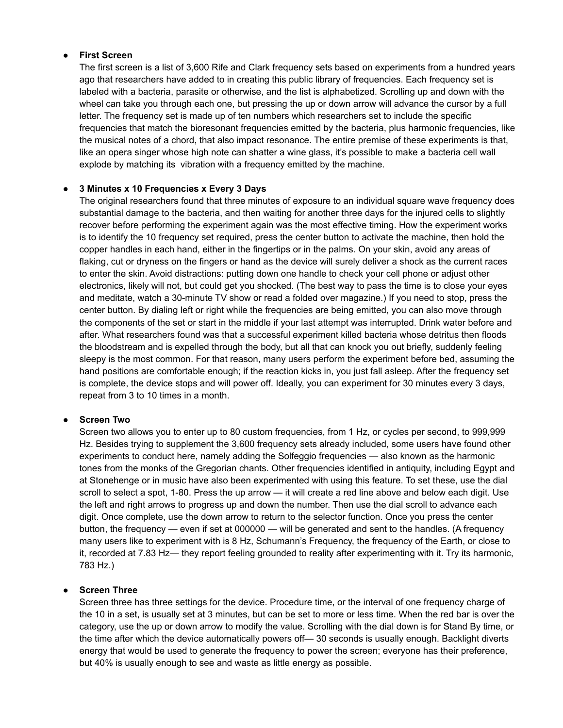- **First Screen**
  The first screen is a list of 3,600 Rife and Clark frequency sets based on experiments from a hundred years ago that researchers have added to in creating this public library of frequencies. Each frequency set is labeled with a bacteria, parasite or otherwise, and the list is alphabetized. Scrolling up and down with the wheel can take you through each one, but pressing the up or down arrow will advance the cursor by a full letter. The frequency set is made up of ten numbers which researchers set to include the specific frequencies that match the bioresonant frequencies emitted by the bacteria, plus harmonic frequencies, like the musical notes of a chord, that also impact resonance. The entire premise of these experiments is that, like an opera singer whose high note can shatter a wine glass, it's possible to make a bacteria cell wall explode by matching its vibration with a frequency emitted by the machine.

- **3 Minutes x 10 Frequencies x Every 3 Days**
  The original researchers found that three minutes of exposure to an individual square wave frequency does substantial damage to the bacteria, and then waiting for another three days for the injured cells to slightly recover before performing the experiment again was the most effective timing. How the experiment works is to identify the 10 frequency set required, press the center button to activate the machine, then hold the copper handles in each hand, either in the fingertips or in the palms. On your skin, avoid any areas of flaking, cut or dryness on the fingers or hand as the device will surely deliver a shock as the current races to enter the skin. Avoid distractions: putting down one handle to check your cell phone or adjust other electronics, likely will not, but could get you shocked. (The best way to pass the time is to close your eyes and meditate, watch a 30-minute TV show or read a folded over magazine.) If you need to stop, press the center button. By dialing left or right while the frequencies are being emitted, you can also move through the components of the set or start in the middle if your last attempt was interrupted. Drink water before and after. What researchers found was that a successful experiment killed bacteria whose detritus then floods the bloodstream and is expelled through the body, but all that can knock you out briefly, suddenly feeling sleepy is the most common. For that reason, many users perform the experiment before bed, assuming the hand positions are comfortable enough; if the reaction kicks in, you just fall asleep. After the frequency set is complete, the device stops and will power off. Ideally, you can experiment for 30 minutes every 3 days, repeat from 3 to 10 times in a month.

- **Screen Two**
  Screen two allows you to enter up to 80 custom frequencies, from 1 Hz, or cycles per second, to 999,999 Hz. Besides trying to supplement the 3,600 frequency sets already included, some users have found other experiments to conduct here, namely adding the Solfeggio frequencies — also known as the harmonic tones from the monks of the Gregorian chants. Other frequencies identified in antiquity, including Egypt and at Stonehenge or in music have also been experimented with using this feature. To set these, use the dial scroll to select a spot, 1-80. Press the up arrow — it will create a red line above and below each digit. Use the left and right arrows to progress up and down the number. Then use the dial scroll to advance each digit. Once complete, use the down arrow to return to the selector function. Once you press the center button, the frequency — even if set at 000000 — will be generated and sent to the handles. (A frequency many users like to experiment with is 8 Hz, Schumann's Frequency, the frequency of the Earth, or close to it, recorded at 7.83 Hz— they report feeling grounded to reality after experimenting with it. Try its harmonic, 783 Hz.)

- **Screen Three**
  Screen three has three settings for the device. Procedure time, or the interval of one frequency charge of the 10 in a set, is usually set at 3 minutes, but can be set to more or less time. When the red bar is over the category, use the up or down arrow to modify the value. Scrolling with the dial down is for Stand By time, or the time after which the device automatically powers off— 30 seconds is usually enough. Backlight diverts energy that would be used to generate the frequency to power the screen; everyone has their preference, but 40% is usually enough to see and waste as little energy as possible.